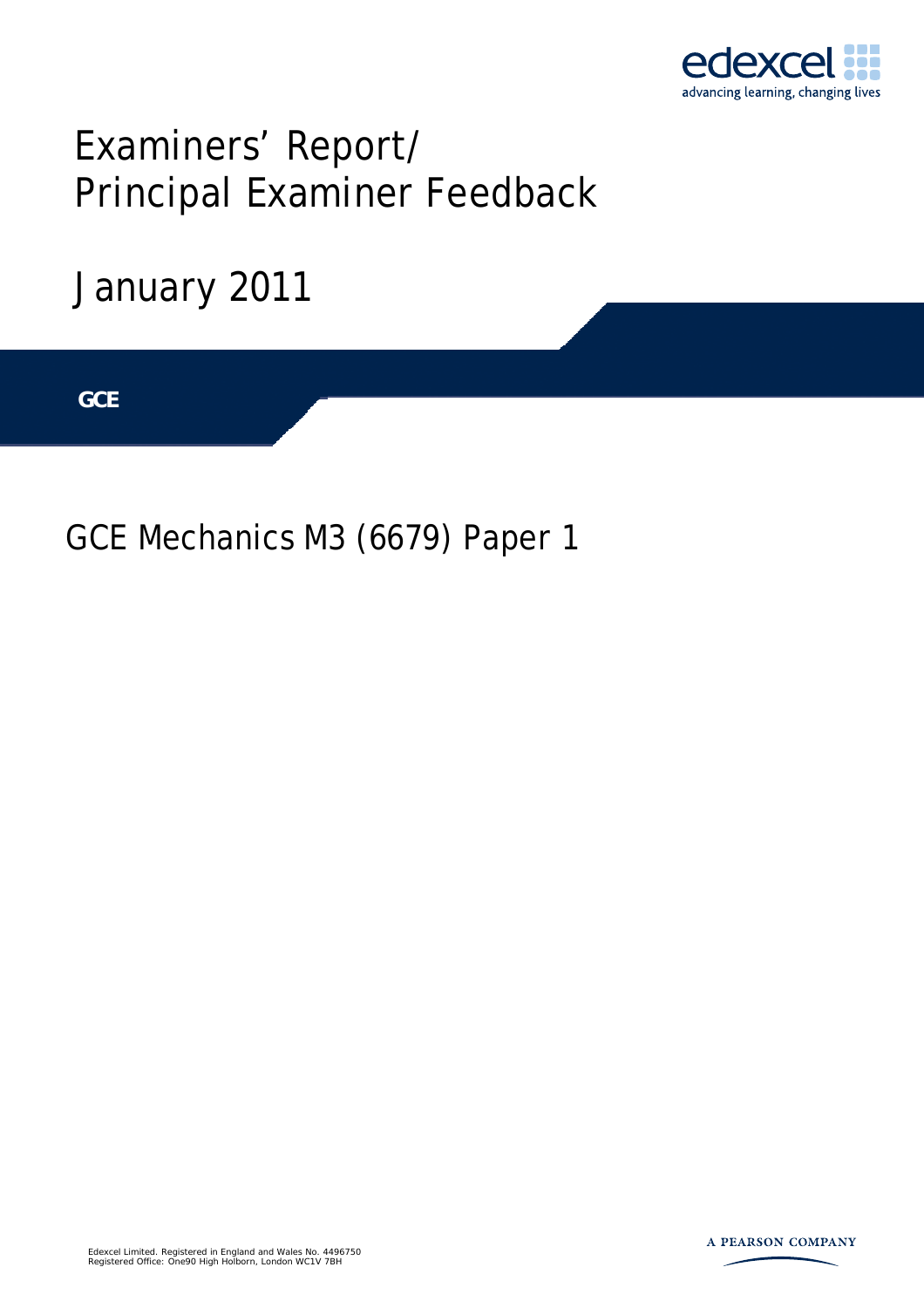edexcel
advancing learning, changing lives

# Examiners' Report/ Principal Examiner Feedback

January 2011

**GCE**

## GCE Mechanics M3 (6679) Paper 1

Edexcel Limited. Registered in England and Wales No. 4496750
Registered Office: One90 High Holborn, London WC1V 7BH

A PEARSON COMPANY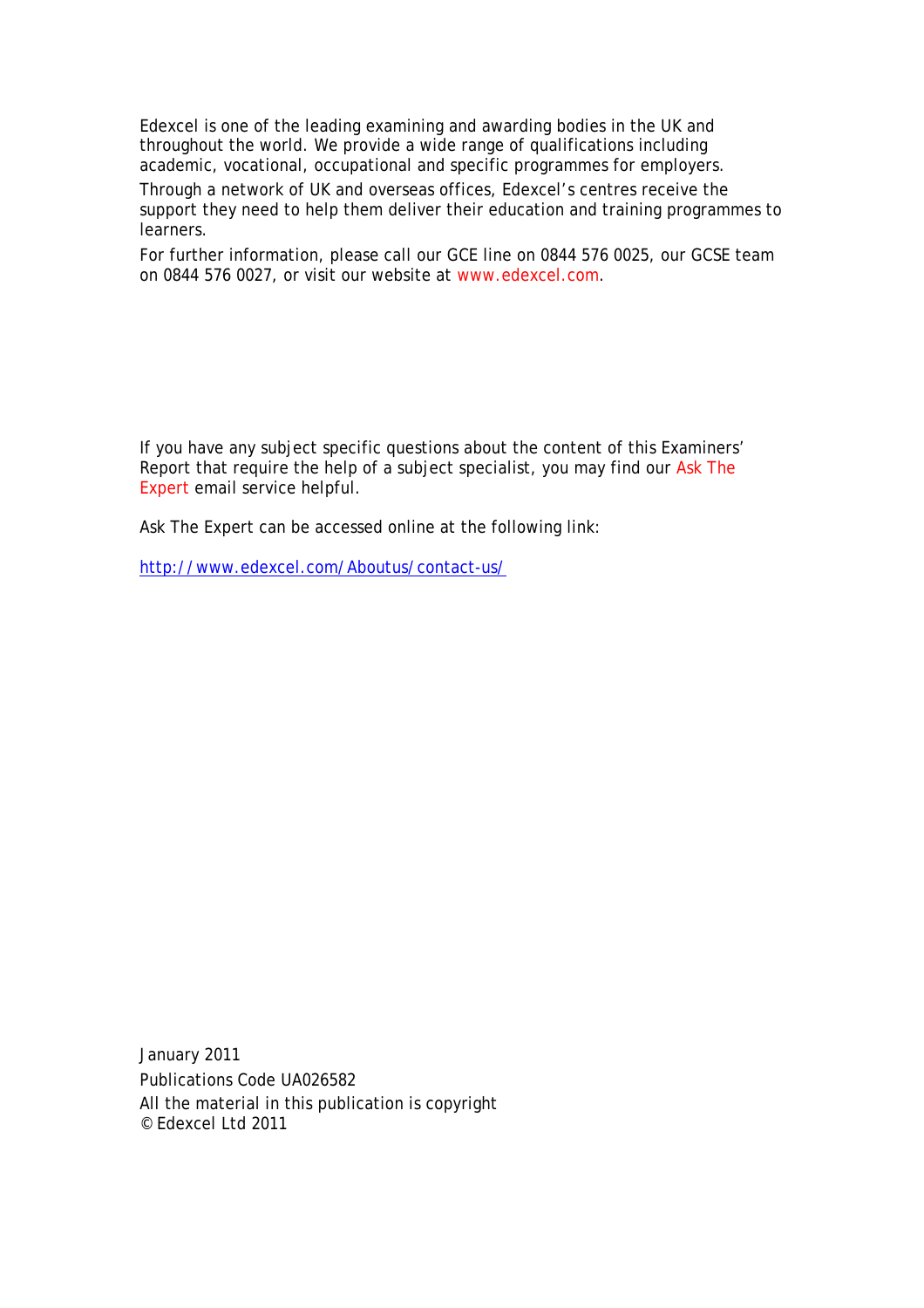Edexcel is one of the leading examining and awarding bodies in the UK and throughout the world. We provide a wide range of qualifications including academic, vocational, occupational and specific programmes for employers.

Through a network of UK and overseas offices, Edexcel's centres receive the support they need to help them deliver their education and training programmes to learners.

For further information, please call our GCE line on 0844 576 0025, our GCSE team on 0844 576 0027, or visit our website at www.edexcel.com.

If you have any subject specific questions about the content of this Examiners' Report that require the help of a subject specialist, you may find our Ask The Expert email service helpful.

Ask The Expert can be accessed online at the following link:

http://www.edexcel.com/Aboutus/contact-us/

January 2011

Publications Code UA026582

All the material in this publication is copyright
© Edexcel Ltd 2011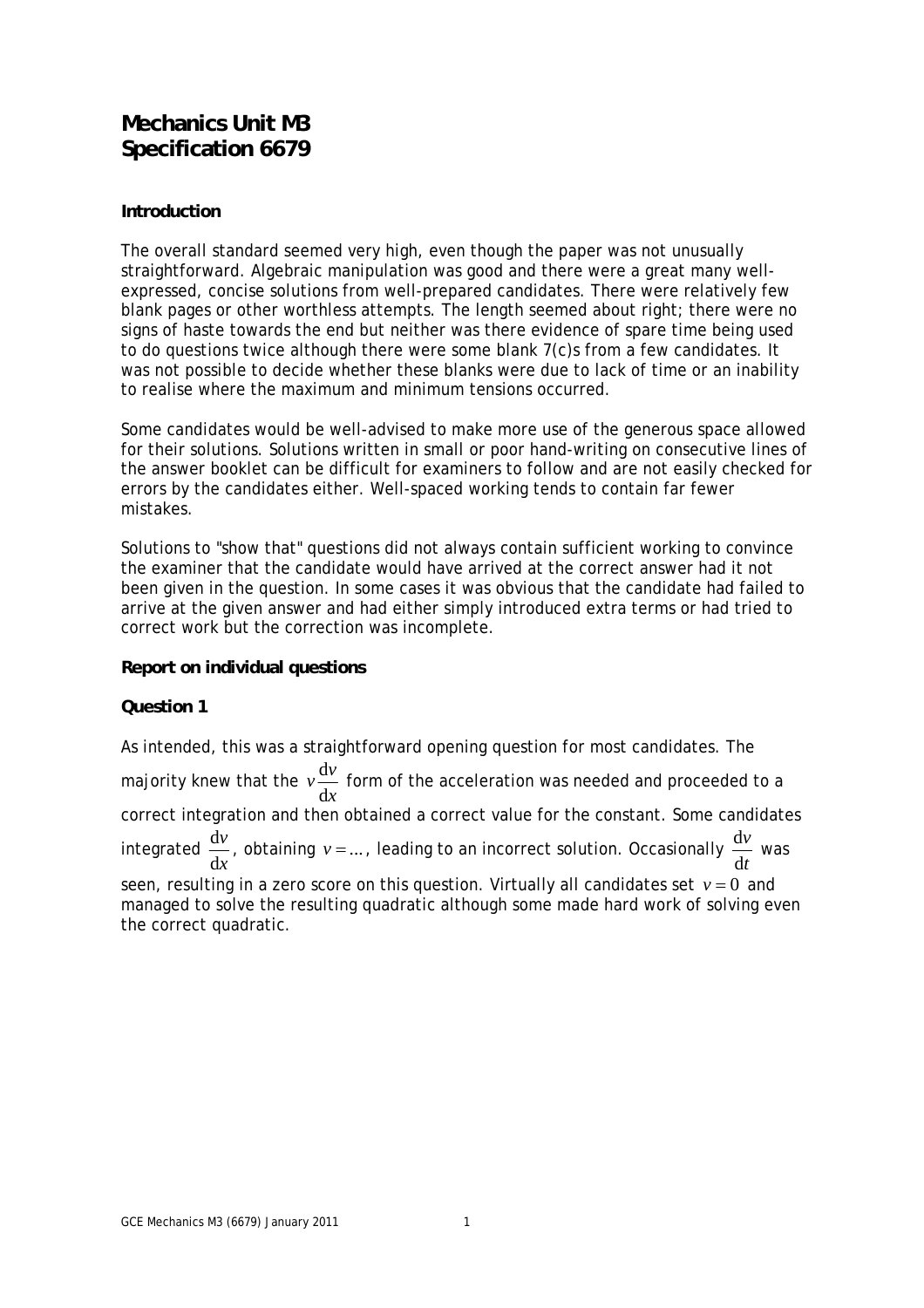# Mechanics Unit M3
# Specification 6679

### Introduction

The overall standard seemed very high, even though the paper was not unusually straightforward. Algebraic manipulation was good and there were a great many well-expressed, concise solutions from well-prepared candidates. There were relatively few blank pages or other worthless attempts. The length seemed about right; there were no signs of haste towards the end but neither was there evidence of spare time being used to do questions twice although there were some blank 7(c)s from a few candidates. It was not possible to decide whether these blanks were due to lack of time or an inability to realise where the maximum and minimum tensions occurred.

Some candidates would be well-advised to make more use of the generous space allowed for their solutions. Solutions written in small or poor hand-writing on consecutive lines of the answer booklet can be difficult for examiners to follow and are not easily checked for errors by the candidates either. Well-spaced working tends to contain far fewer mistakes.

Solutions to "show that" questions did not always contain sufficient working to convince the examiner that the candidate would have arrived at the correct answer had it not been given in the question. In some cases it was obvious that the candidate had failed to arrive at the given answer and had either simply introduced extra terms or had tried to correct work but the correction was incomplete.

### Report on individual questions

### Question 1

As intended, this was a straightforward opening question for most candidates. The majority knew that the $v\frac{\mathrm{d}v}{\mathrm{d}x}$ form of the acceleration was needed and proceeded to a correct integration and then obtained a correct value for the constant. Some candidates integrated $\frac{\mathrm{d}v}{\mathrm{d}x}$, obtaining $v = \ldots$, leading to an incorrect solution. Occasionally $\frac{\mathrm{d}v}{\mathrm{d}t}$ was seen, resulting in a zero score on this question. Virtually all candidates set $v = 0$ and managed to solve the resulting quadratic although some made hard work of solving even the correct quadratic.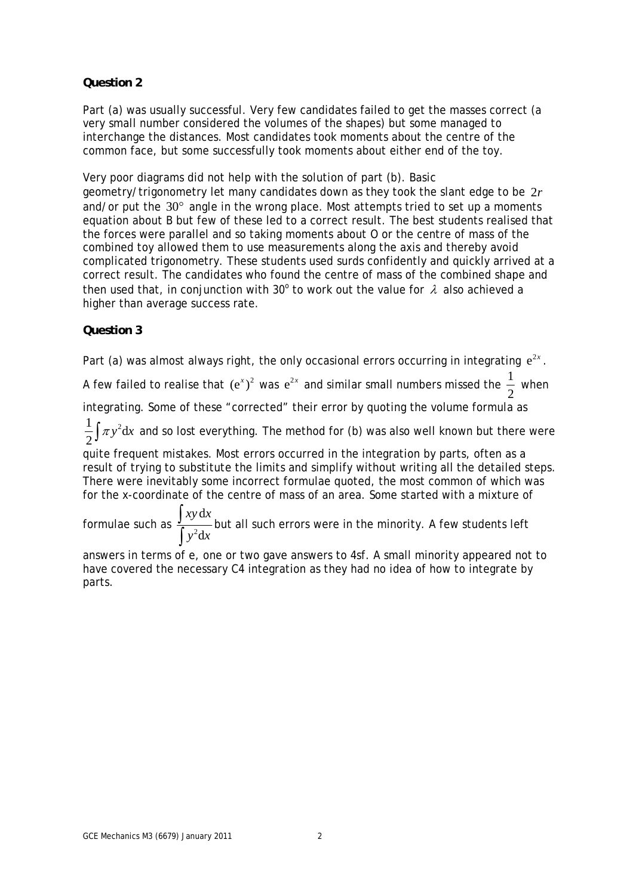**Question 2**

Part (a) was usually successful. Very few candidates failed to get the masses correct (a very small number considered the volumes of the shapes) but some managed to interchange the distances. Most candidates took moments about the centre of the common face, but some successfully took moments about either end of the toy.

Very poor diagrams did not help with the solution of part (b). Basic geometry/trigonometry let many candidates down as they took the slant edge to be $2r$ and/or put the $30°$ angle in the wrong place. Most attempts tried to set up a moments equation about B but few of these led to a correct result. The best students realised that the forces were parallel and so taking moments about O or the centre of mass of the combined toy allowed them to use measurements along the axis and thereby avoid complicated trigonometry. These students used surds confidently and quickly arrived at a correct result. The candidates who found the centre of mass of the combined shape and then used that, in conjunction with $30^{o}$ to work out the value for $\lambda$ also achieved a higher than average success rate.

**Question 3**

Part (a) was almost always right, the only occasional errors occurring in integrating $e^{2x}$. A few failed to realise that $(e^{x})^{2}$ was $e^{2x}$ and similar small numbers missed the $\frac{1}{2}$ when integrating. Some of these "corrected" their error by quoting the volume formula as $\frac{1}{2}\int \pi y^{2}\mathrm{d}x$ and so lost everything. The method for (b) was also well known but there were quite frequent mistakes. Most errors occurred in the integration by parts, often as a result of trying to substitute the limits and simplify without writing all the detailed steps. There were inevitably some incorrect formulae quoted, the most common of which was for the x-coordinate of the centre of mass of an area. Some started with a mixture of formulae such as $\frac{\int xy\,\mathrm{d}x}{\int y^{2}\mathrm{d}x}$ but all such errors were in the minority. A few students left answers in terms of e, one or two gave answers to 4sf. A small minority appeared not to have covered the necessary C4 integration as they had no idea of how to integrate by parts.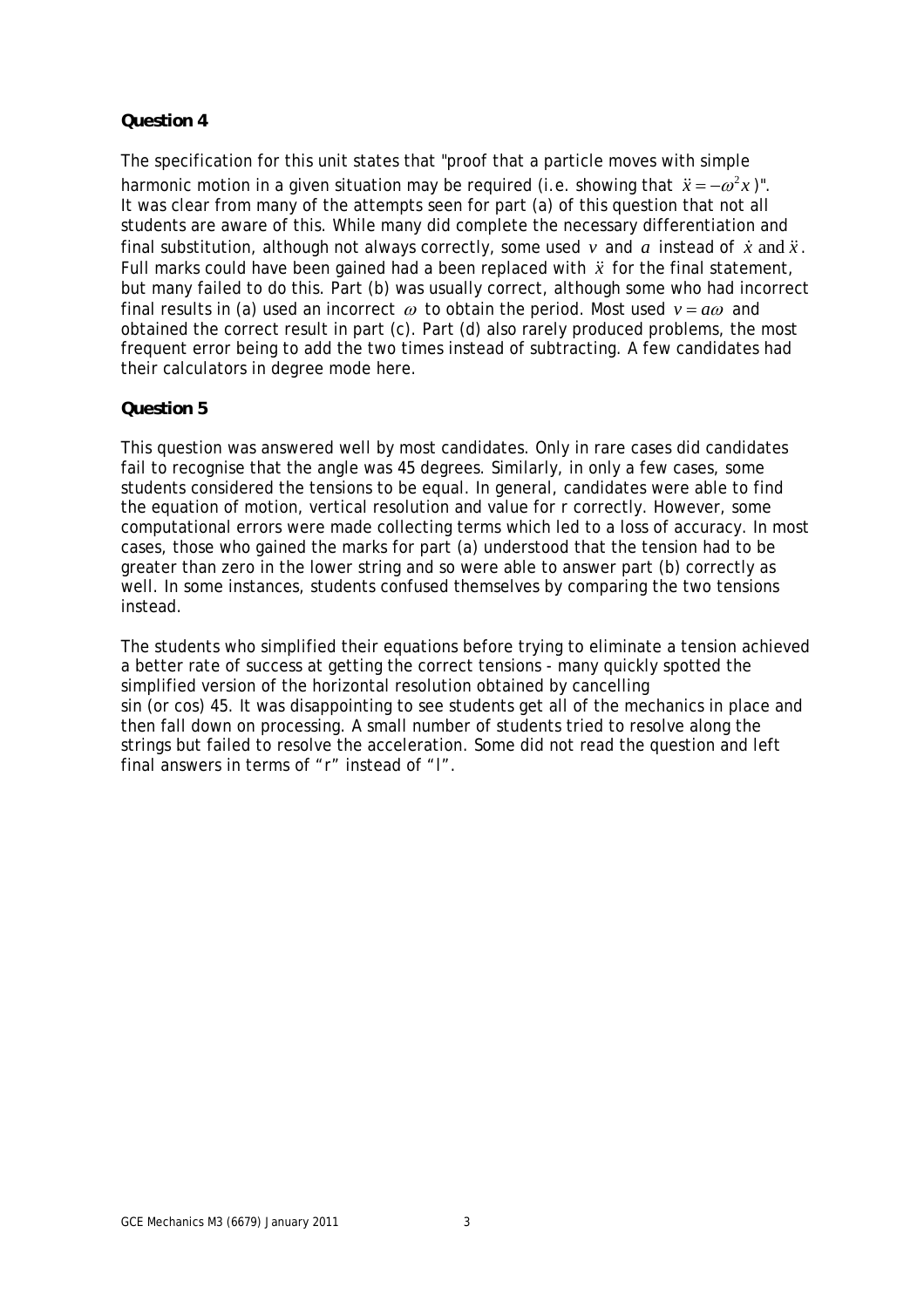**Question 4**

The specification for this unit states that "proof that a particle moves with simple harmonic motion in a given situation may be required (i.e. showing that $\ddot{x} = -\omega^2 x$)". It was clear from many of the attempts seen for part (a) of this question that not all students are aware of this. While many did complete the necessary differentiation and final substitution, although not always correctly, some used $v$ and $a$ instead of $\dot{x}$ and $\ddot{x}$. Full marks could have been gained had a been replaced with $\ddot{x}$ for the final statement, but many failed to do this. Part (b) was usually correct, although some who had incorrect final results in (a) used an incorrect $\omega$ to obtain the period. Most used $v = a\omega$ and obtained the correct result in part (c). Part (d) also rarely produced problems, the most frequent error being to add the two times instead of subtracting. A few candidates had their calculators in degree mode here.

**Question 5**

This question was answered well by most candidates. Only in rare cases did candidates fail to recognise that the angle was 45 degrees. Similarly, in only a few cases, some students considered the tensions to be equal. In general, candidates were able to find the equation of motion, vertical resolution and value for r correctly. However, some computational errors were made collecting terms which led to a loss of accuracy. In most cases, those who gained the marks for part (a) understood that the tension had to be greater than zero in the lower string and so were able to answer part (b) correctly as well. In some instances, students confused themselves by comparing the two tensions instead.

The students who simplified their equations before trying to eliminate a tension achieved a better rate of success at getting the correct tensions - many quickly spotted the simplified version of the horizontal resolution obtained by cancelling sin (or cos) 45. It was disappointing to see students get all of the mechanics in place and then fall down on processing. A small number of students tried to resolve along the strings but failed to resolve the acceleration. Some did not read the question and left final answers in terms of "r" instead of "l".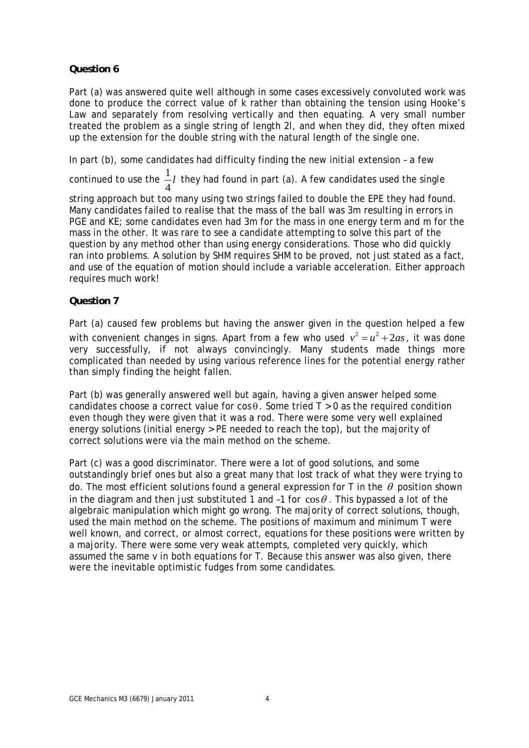**Question 6**

Part (a) was answered quite well although in some cases excessively convoluted work was done to produce the correct value of k rather than obtaining the tension using Hooke's Law and separately from resolving vertically and then equating. A very small number treated the problem as a single string of length 2l, and when they did, they often mixed up the extension for the double string with the natural length of the single one.

In part (b), some candidates had difficulty finding the new initial extension – a few continued to use the $\frac{1}{4}l$ they had found in part (a). A few candidates used the single string approach but too many using two strings failed to double the EPE they had found. Many candidates failed to realise that the mass of the ball was 3m resulting in errors in PGE and KE; some candidates even had 3m for the mass in one energy term and m for the mass in the other. It was rare to see a candidate attempting to solve this part of the question by any method other than using energy considerations. Those who did quickly ran into problems. A solution by SHM requires SHM to be proved, not just stated as a fact, and use of the equation of motion should include a variable acceleration. Either approach requires much work!

**Question 7**

Part (a) caused few problems but having the answer given in the question helped a few with convenient changes in signs. Apart from a few who used $v^2 = u^2 + 2as$, it was done very successfully, if not always convincingly. Many students made things more complicated than needed by using various reference lines for the potential energy rather than simply finding the height fallen.

Part (b) was generally answered well but again, having a given answer helped some candidates choose a correct value for $\cos\theta$. Some tried $T > 0$ as the required condition even though they were given that it was a rod. There were some very well explained energy solutions (initial energy > PE needed to reach the top), but the majority of correct solutions were via the main method on the scheme.

Part (c) was a good discriminator. There were a lot of good solutions, and some outstandingly brief ones but also a great many that lost track of what they were trying to do. The most efficient solutions found a general expression for T in the $\theta$ position shown in the diagram and then just substituted 1 and –1 for $\cos\theta$. This bypassed a lot of the algebraic manipulation which might go wrong. The majority of correct solutions, though, used the main method on the scheme. The positions of maximum and minimum T were well known, and correct, or almost correct, equations for these positions were written by a majority. There were some very weak attempts, completed very quickly, which assumed the same v in both equations for T. Because this answer was also given, there were the inevitable optimistic fudges from some candidates.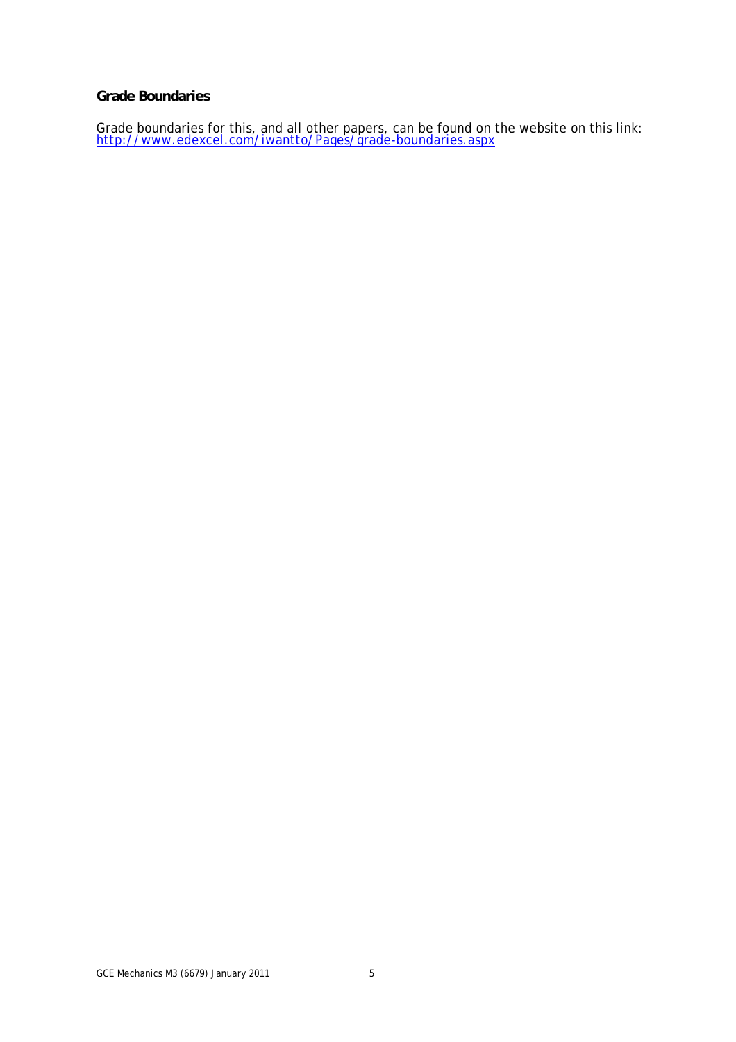**Grade Boundaries**

Grade boundaries for this, and all other papers, can be found on the website on this link:
http://www.edexcel.com/iwantto/Pages/grade-boundaries.aspx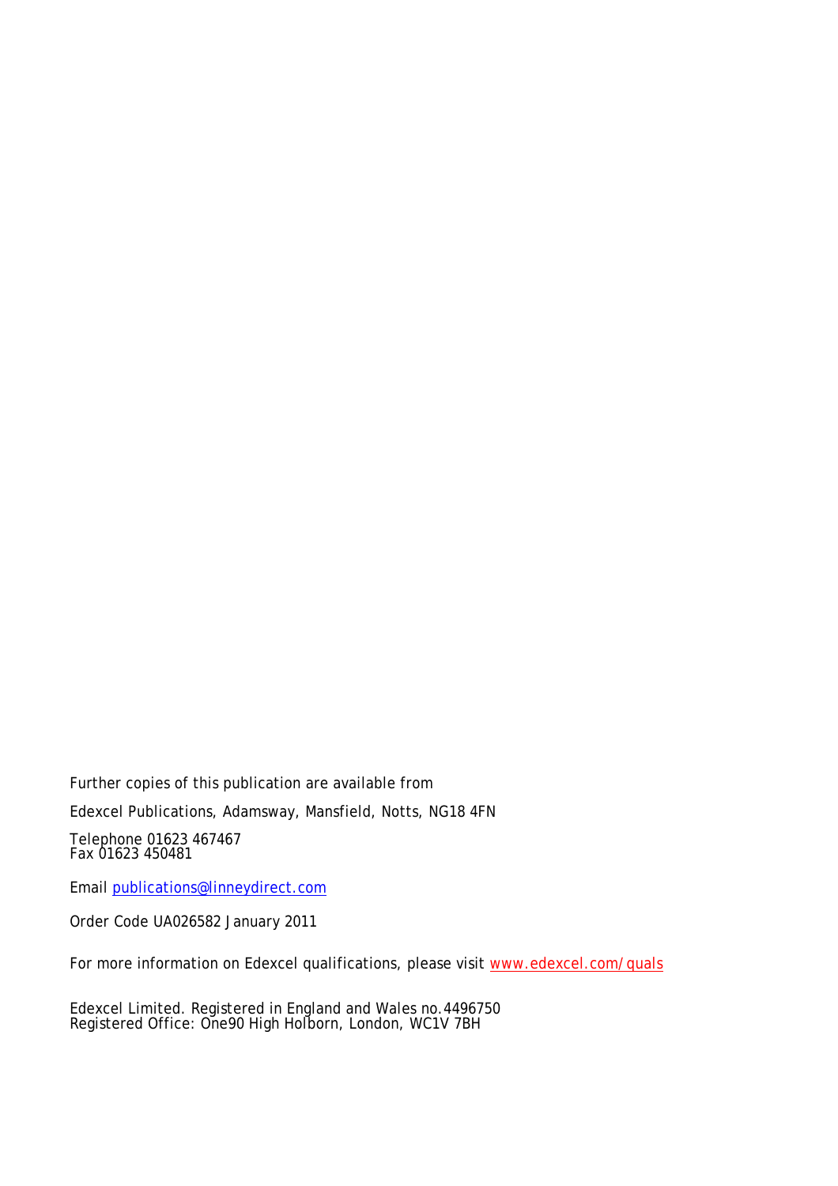Further copies of this publication are available from

Edexcel Publications, Adamsway, Mansfield, Notts, NG18 4FN

Telephone 01623 467467
Fax 01623 450481

Email publications@linneydirect.com

Order Code UA026582 January 2011

For more information on Edexcel qualifications, please visit www.edexcel.com/quals

Edexcel Limited. Registered in England and Wales no.4496750
Registered Office: One90 High Holborn, London, WC1V 7BH